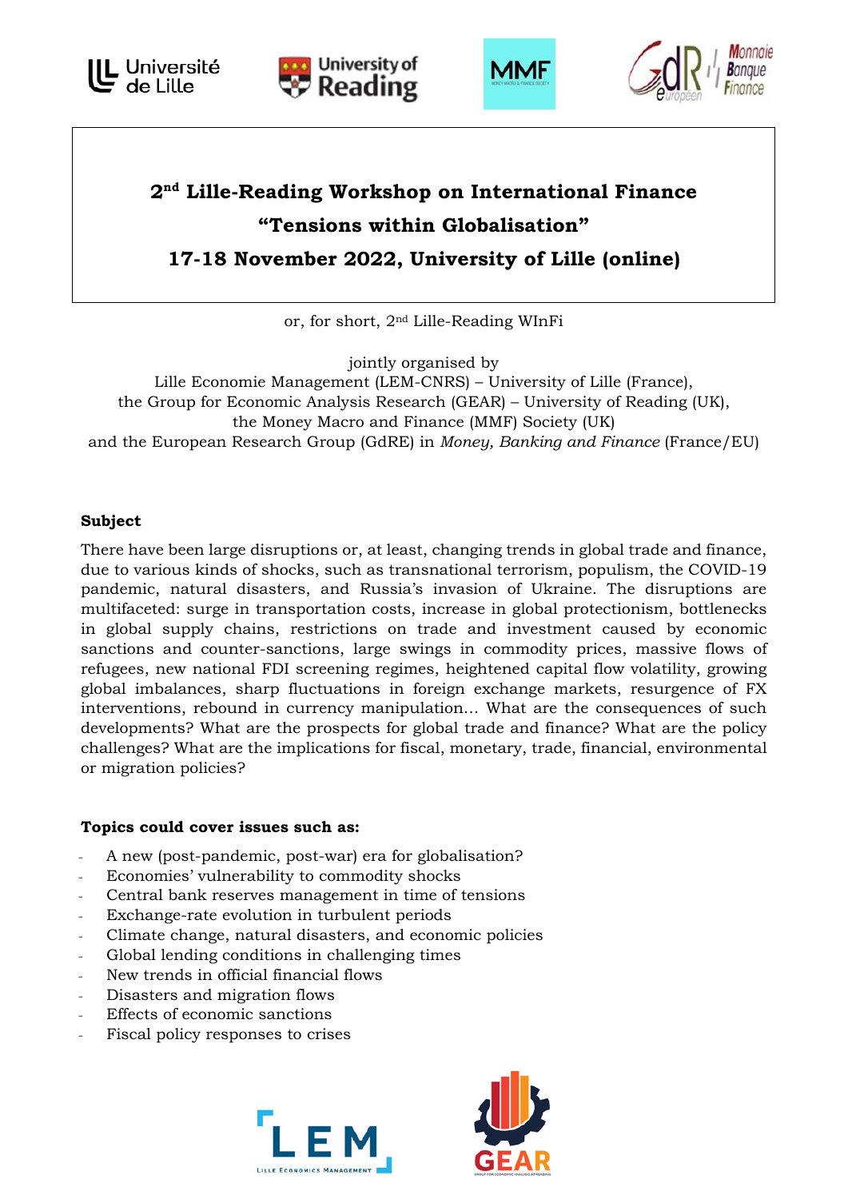# 2nd Lille-Reading Workshop on International Finance

## "Tensions within Globalisation"

## 17-18 November 2022, University of Lille (online)

or, for short, 2nd Lille-Reading WInFi

jointly organised by
Lille Economie Management (LEM-CNRS) – University of Lille (France),
the Group for Economic Analysis Research (GEAR) – University of Reading (UK),
the Money Macro and Finance (MMF) Society (UK)
and the European Research Group (GdRE) in *Money, Banking and Finance* (France/EU)

**Subject**

There have been large disruptions or, at least, changing trends in global trade and finance, due to various kinds of shocks, such as transnational terrorism, populism, the COVID-19 pandemic, natural disasters, and Russia's invasion of Ukraine. The disruptions are multifaceted: surge in transportation costs, increase in global protectionism, bottlenecks in global supply chains, restrictions on trade and investment caused by economic sanctions and counter-sanctions, large swings in commodity prices, massive flows of refugees, new national FDI screening regimes, heightened capital flow volatility, growing global imbalances, sharp fluctuations in foreign exchange markets, resurgence of FX interventions, rebound in currency manipulation... What are the consequences of such developments? What are the prospects for global trade and finance? What are the policy challenges? What are the implications for fiscal, monetary, trade, financial, environmental or migration policies?

**Topics could cover issues such as:**

- A new (post-pandemic, post-war) era for globalisation?
- Economies' vulnerability to commodity shocks
- Central bank reserves management in time of tensions
- Exchange-rate evolution in turbulent periods
- Climate change, natural disasters, and economic policies
- Global lending conditions in challenging times
- New trends in official financial flows
- Disasters and migration flows
- Effects of economic sanctions
- Fiscal policy responses to crises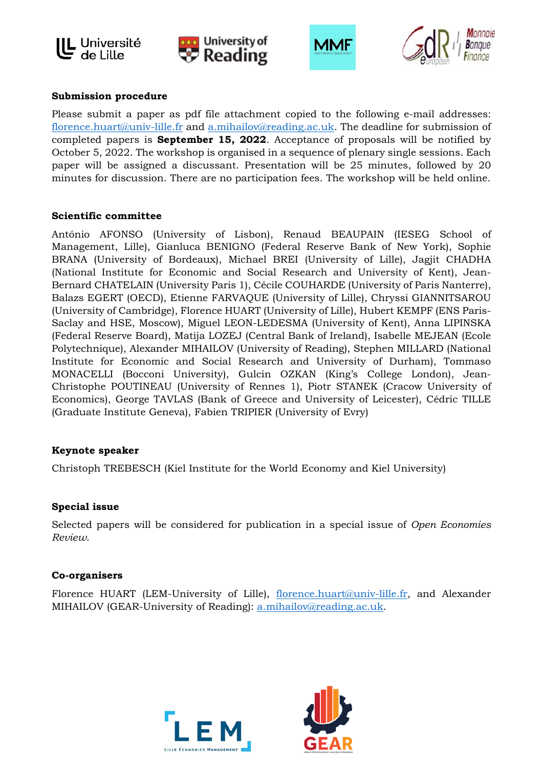**Submission procedure**

Please submit a paper as pdf file attachment copied to the following e-mail addresses: florence.huart@univ-lille.fr and a.mihailov@reading.ac.uk. The deadline for submission of completed papers is **September 15, 2022**. Acceptance of proposals will be notified by October 5, 2022. The workshop is organised in a sequence of plenary single sessions. Each paper will be assigned a discussant. Presentation will be 25 minutes, followed by 20 minutes for discussion. There are no participation fees. The workshop will be held online.

**Scientific committee**

António AFONSO (University of Lisbon), Renaud BEAUPAIN (IESEG School of Management, Lille), Gianluca BENIGNO (Federal Reserve Bank of New York), Sophie BRANA (University of Bordeaux), Michael BREI (University of Lille), Jagjit CHADHA (National Institute for Economic and Social Research and University of Kent), Jean-Bernard CHATELAIN (University Paris 1), Cécile COUHARDE (University of Paris Nanterre), Balazs EGERT (OECD), Etienne FARVAQUE (University of Lille), Chryssi GIANNITSAROU (University of Cambridge), Florence HUART (University of Lille), Hubert KEMPF (ENS Paris-Saclay and HSE, Moscow), Miguel LEON-LEDESMA (University of Kent), Anna LIPINSKA (Federal Reserve Board), Matija LOZEJ (Central Bank of Ireland), Isabelle MEJEAN (Ecole Polytechnique), Alexander MIHAILOV (University of Reading), Stephen MILLARD (National Institute for Economic and Social Research and University of Durham), Tommaso MONACELLI (Bocconi University), Gulcin OZKAN (King's College London), Jean-Christophe POUTINEAU (University of Rennes 1), Piotr STANEK (Cracow University of Economics), George TAVLAS (Bank of Greece and University of Leicester), Cédric TILLE (Graduate Institute Geneva), Fabien TRIPIER (University of Evry)

**Keynote speaker**

Christoph TREBESCH (Kiel Institute for the World Economy and Kiel University)

**Special issue**

Selected papers will be considered for publication in a special issue of *Open Economies Review*.

**Co-organisers**

Florence HUART (LEM-University of Lille), florence.huart@univ-lille.fr, and Alexander MIHAILOV (GEAR-University of Reading): a.mihailov@reading.ac.uk.